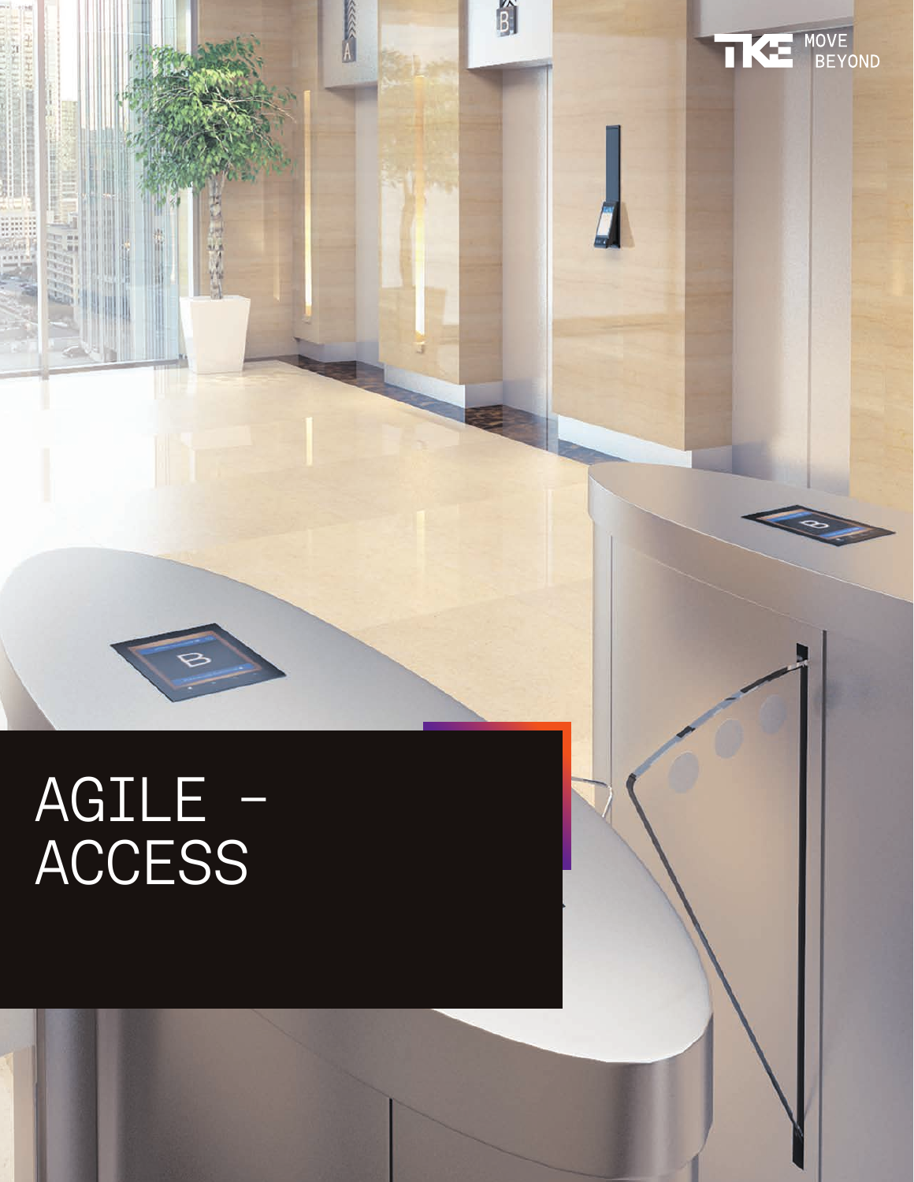MOVE BEYOND

# AGILE – ACCESS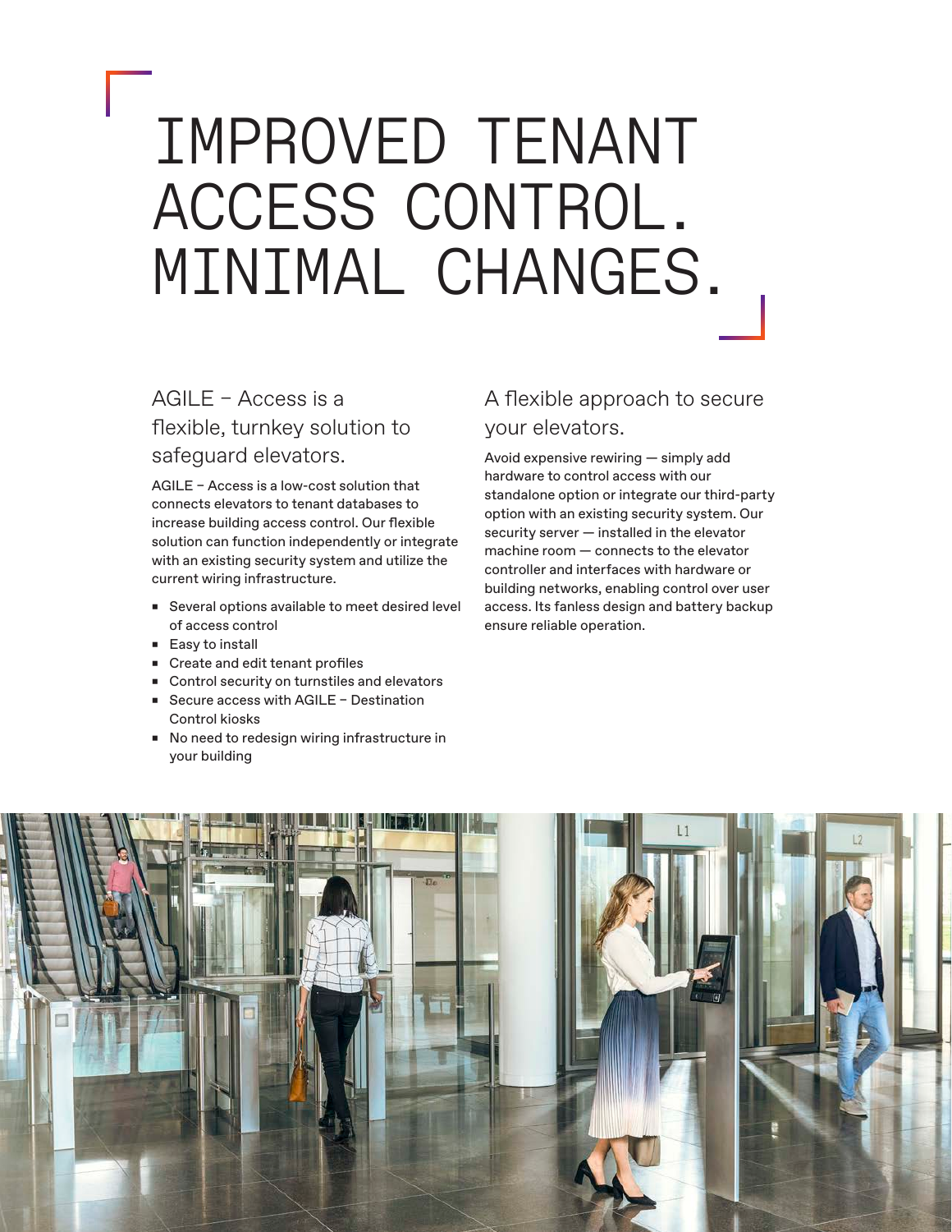# IMPROVED TENANT ACCESS CONTROL. MINIMAL CHANGES.

## AGILE – Access is a flexible, turnkey solution to safeguard elevators.

AGILE – Access is a low-cost solution that connects elevators to tenant databases to increase building access control. Our flexible solution can function independently or integrate with an existing security system and utilize the current wiring infrastructure.

- Several options available to meet desired level of access control
- Easy to install
- Create and edit tenant profiles
- Control security on turnstiles and elevators
- Secure access with AGILE – Destination Control kiosks
- No need to redesign wiring infrastructure in your building

## A flexible approach to secure your elevators.

Avoid expensive rewiring — simply add hardware to control access with our standalone option or integrate our third-party option with an existing security system. Our security server — installed in the elevator machine room — connects to the elevator controller and interfaces with hardware or building networks, enabling control over user access. Its fanless design and battery backup ensure reliable operation.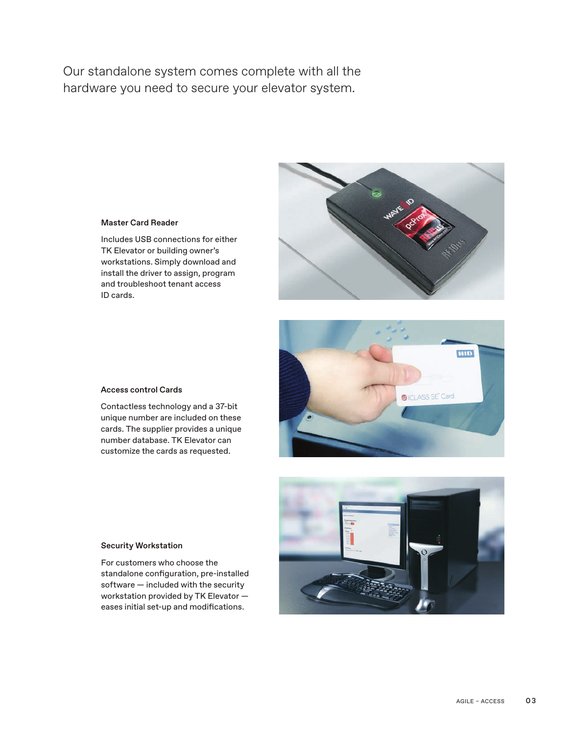Our standalone system comes complete with all the hardware you need to secure your elevator system.

### Master Card Reader

Includes USB connections for either TK Elevator or building owner's workstations. Simply download and install the driver to assign, program and troubleshoot tenant access ID cards.

### Access control Cards

Contactless technology and a 37-bit unique number are included on these cards. The supplier provides a unique number database. TK Elevator can customize the cards as requested.

### Security Workstation

For customers who choose the standalone configuration, pre-installed software — included with the security workstation provided by TK Elevator — eases initial set-up and modifications.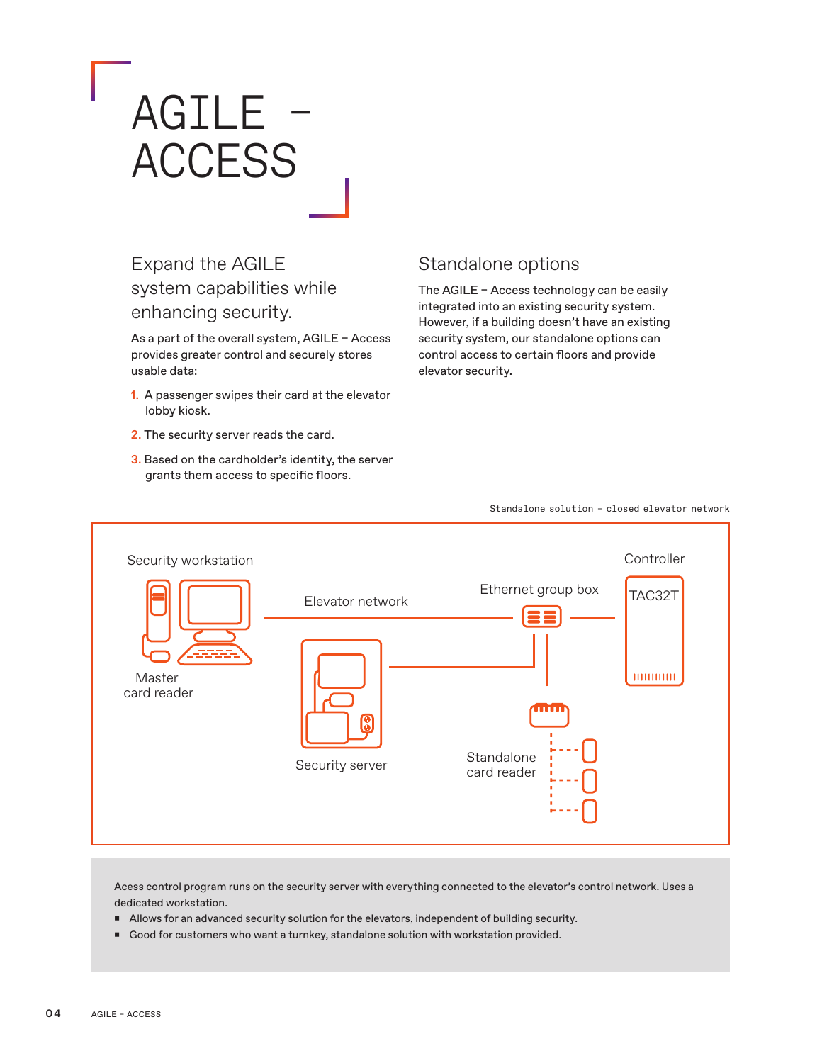# AGILE – ACCESS

## Expand the AGILE system capabilities while enhancing security.

As a part of the overall system, AGILE – Access provides greater control and securely stores usable data:

1. A passenger swipes their card at the elevator lobby kiosk.
2. The security server reads the card.
3. Based on the cardholder's identity, the server grants them access to specific floors.

## Standalone options

The AGILE – Access technology can be easily integrated into an existing security system. However, if a building doesn't have an existing security system, our standalone options can control access to certain floors and provide elevator security.

Standalone solution – closed elevator network

Security workstation

Master card reader

Elevator network

Security server

Ethernet group box

Controller

TAC32T

Standalone card reader

Acess control program runs on the security server with everything connected to the elevator's control network. Uses a dedicated workstation.

- Allows for an advanced security solution for the elevators, independent of building security.
- Good for customers who want a turnkey, standalone solution with workstation provided.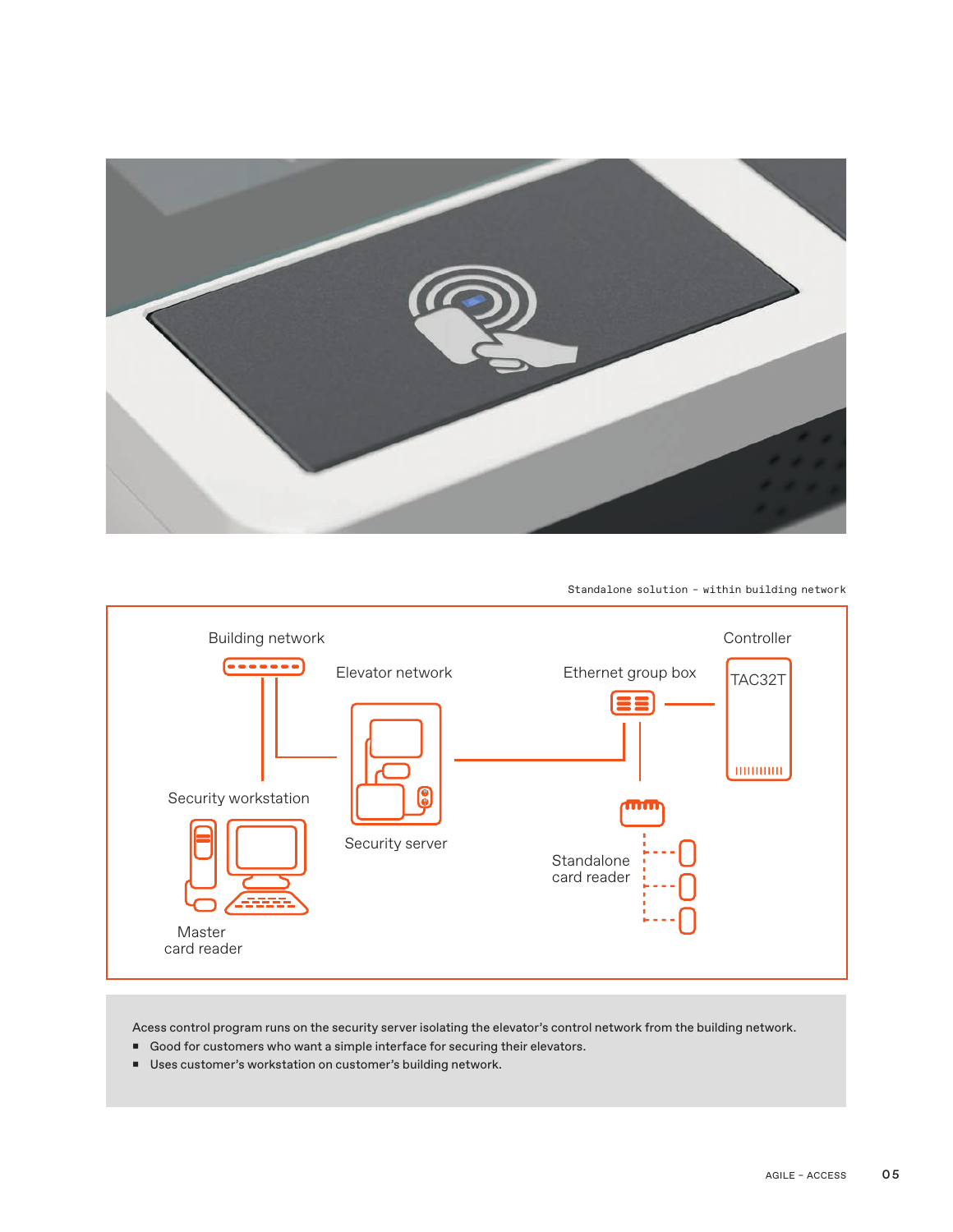Standalone solution – within building network

Building network

Elevator network

Ethernet group box

Controller

TAC32T

Security workstation

Security server

Standalone card reader

Master card reader

Acess control program runs on the security server isolating the elevator's control network from the building network.

- Good for customers who want a simple interface for securing their elevators.
- Uses customer's workstation on customer's building network.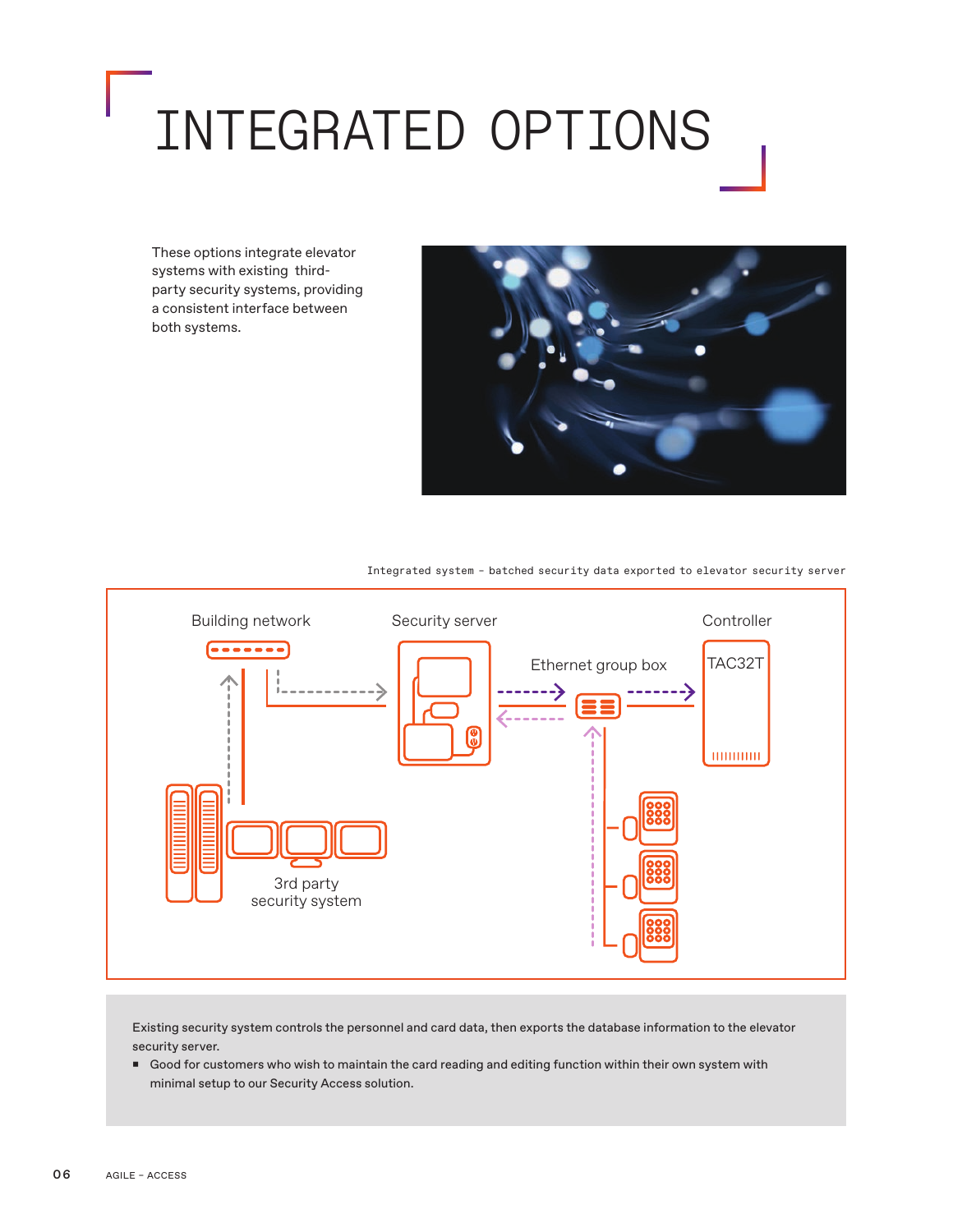# INTEGRATED OPTIONS

These options integrate elevator systems with existing third-party security systems, providing a consistent interface between both systems.

Integrated system – batched security data exported to elevator security server

Building network

Security server

Controller

Ethernet group box

TAC32T

3rd party security system

Existing security system controls the personnel and card data, then exports the database information to the elevator security server.

- Good for customers who wish to maintain the card reading and editing function within their own system with minimal setup to our Security Access solution.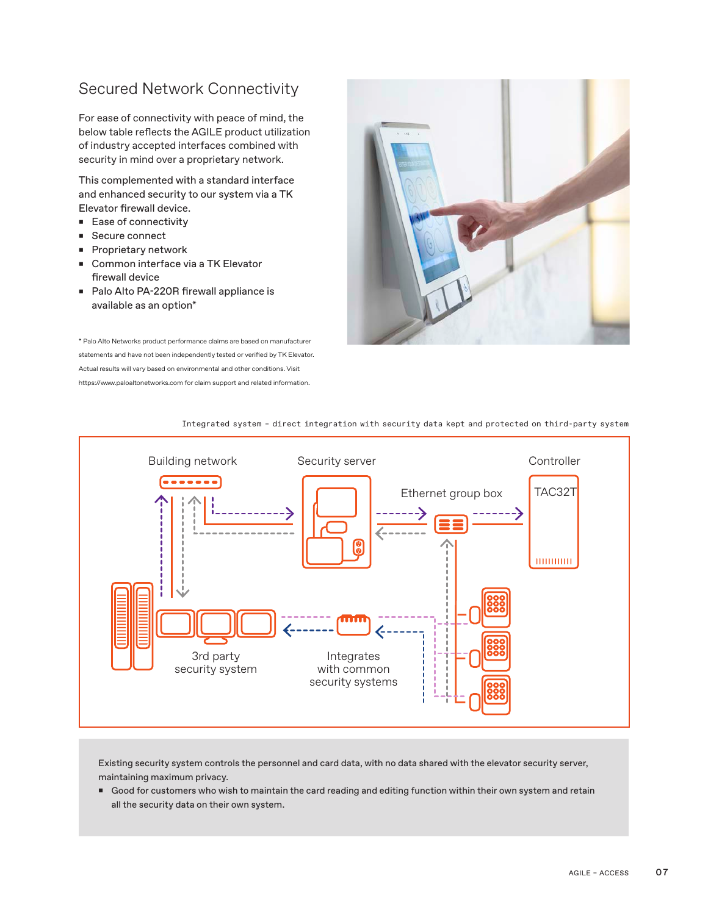## Secured Network Connectivity

For ease of connectivity with peace of mind, the below table reflects the AGILE product utilization of industry accepted interfaces combined with security in mind over a proprietary network.

This complemented with a standard interface and enhanced security to our system via a TK Elevator firewall device.

- Ease of connectivity
- Secure connect
- Proprietary network
- Common interface via a TK Elevator firewall device
- Palo Alto PA-220R firewall appliance is available as an option*

* Palo Alto Networks product performance claims are based on manufacturer statements and have not been independently tested or verified by TK Elevator. Actual results will vary based on environmental and other conditions. Visit https://www.paloaltonetworks.com for claim support and related information.

Integrated system – direct integration with security data kept and protected on third-party system

Building network

Security server

Controller

Ethernet group box

TAC32T

3rd party security system

Integrates with common security systems

Existing security system controls the personnel and card data, with no data shared with the elevator security server, maintaining maximum privacy.

- Good for customers who wish to maintain the card reading and editing function within their own system and retain all the security data on their own system.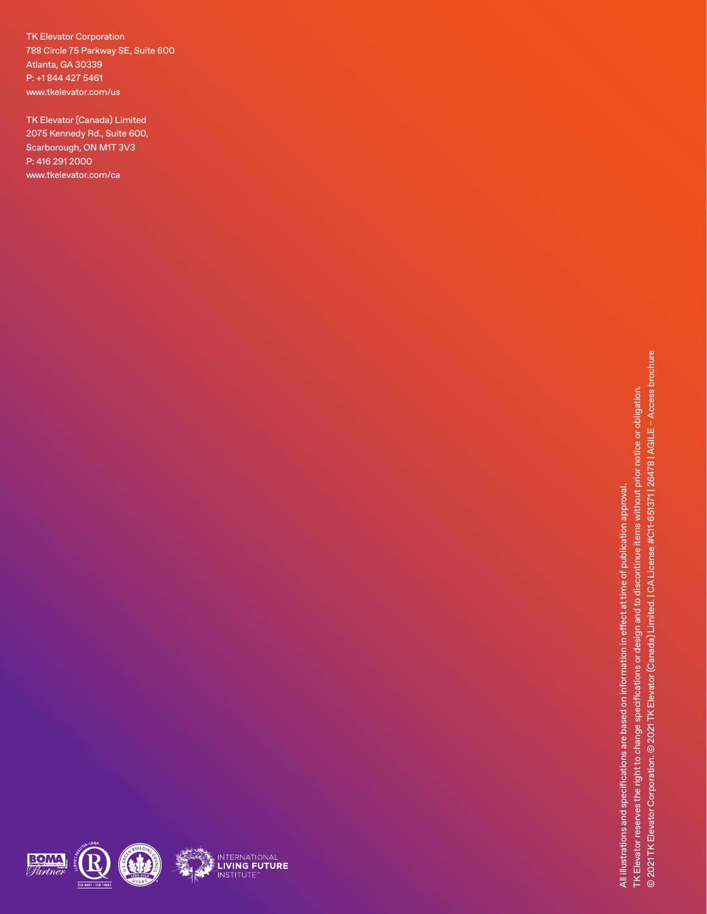TK Elevator Corporation
788 Circle 75 Parkway SE, Suite 600
Atlanta, GA 30339
P: +1 844 427 5461
www.tkelevator.com/us

TK Elevator (Canada) Limited
2075 Kennedy Rd., Suite 600,
Scarborough, ON M1T 3V3
P: 416 291 2000
www.tkelevator.com/ca

INTERNATIONAL LIVING FUTURE INSTITUTE™

All illustrations and specifications are based on information in effect at time of publication approval.
TK Elevator reserves the right to change specifications or design and to discontinue items without prior notice or obligation.
© 2021 TK Elevator Corporation. © 2021 TK Elevator (Canada) Limited. | CA License #C11-651371 | 26478 | AGILE – Access brochure